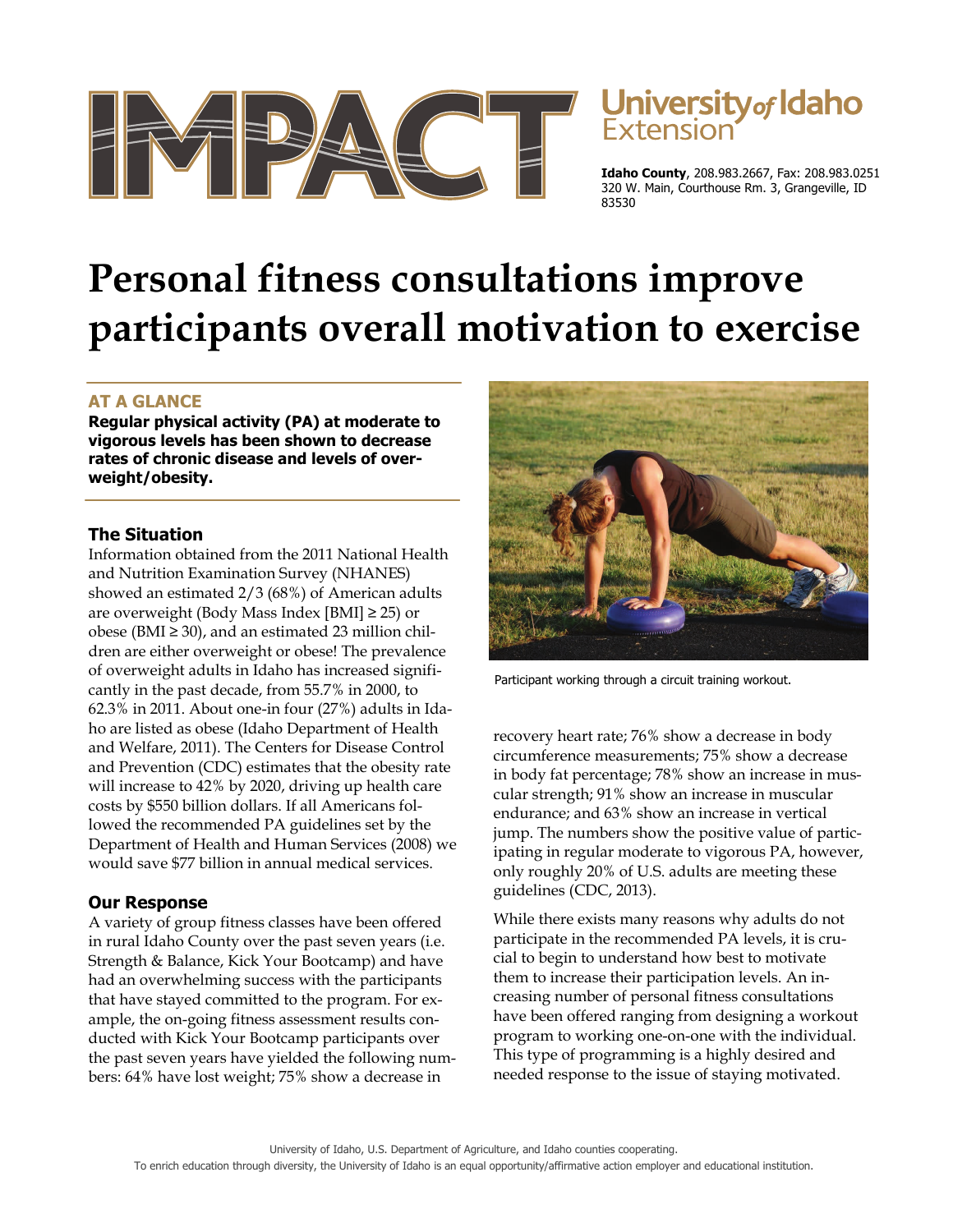# IMPACT

**University of Idaho Extension**

**Idaho County**, 208.983.2667, Fax: 208.983.0251
320 W. Main, Courthouse Rm. 3, Grangeville, ID 83530

# Personal fitness consultations improve participants overall motivation to exercise

## AT A GLANCE

**Regular physical activity (PA) at moderate to vigorous levels has been shown to decrease rates of chronic disease and levels of overweight/obesity.**

## The Situation

Information obtained from the 2011 National Health and Nutrition Examination Survey (NHANES) showed an estimated 2/3 (68%) of American adults are overweight (Body Mass Index [BMI] ≥ 25) or obese (BMI ≥ 30), and an estimated 23 million children are either overweight or obese! The prevalence of overweight adults in Idaho has increased significantly in the past decade, from 55.7% in 2000, to 62.3% in 2011. About one-in four (27%) adults in Idaho are listed as obese (Idaho Department of Health and Welfare, 2011). The Centers for Disease Control and Prevention (CDC) estimates that the obesity rate will increase to 42% by 2020, driving up health care costs by $550 billion dollars. If all Americans followed the recommended PA guidelines set by the Department of Health and Human Services (2008) we would save $77 billion in annual medical services.

## Our Response

A variety of group fitness classes have been offered in rural Idaho County over the past seven years (i.e. Strength & Balance, Kick Your Bootcamp) and have had an overwhelming success with the participants that have stayed committed to the program. For example, the on-going fitness assessment results conducted with Kick Your Bootcamp participants over the past seven years have yielded the following numbers: 64% have lost weight; 75% show a decrease in recovery heart rate; 76% show a decrease in body circumference measurements; 75% show a decrease in body fat percentage; 78% show an increase in muscular strength; 91% show an increase in muscular endurance; and 63% show an increase in vertical jump. The numbers show the positive value of participating in regular moderate to vigorous PA, however, only roughly 20% of U.S. adults are meeting these guidelines (CDC, 2013).

Participant working through a circuit training workout.

While there exists many reasons why adults do not participate in the recommended PA levels, it is crucial to begin to understand how best to motivate them to increase their participation levels. An increasing number of personal fitness consultations have been offered ranging from designing a workout program to working one-on-one with the individual. This type of programming is a highly desired and needed response to the issue of staying motivated.

University of Idaho, U.S. Department of Agriculture, and Idaho counties cooperating.
To enrich education through diversity, the University of Idaho is an equal opportunity/affirmative action employer and educational institution.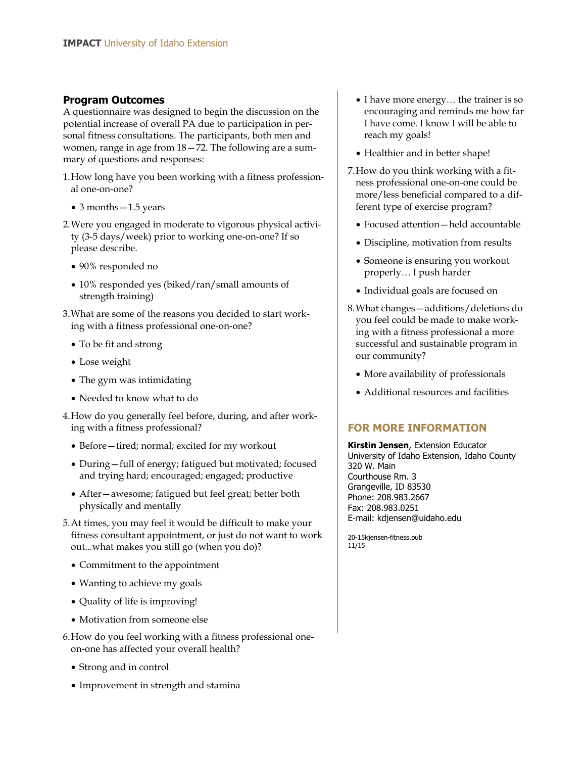## Program Outcomes

A questionnaire was designed to begin the discussion on the potential increase of overall PA due to participation in personal fitness consultations. The participants, both men and women, range in age from 18—72. The following are a summary of questions and responses:

1. How long have you been working with a fitness professional one-on-one?
   - 3 months—1.5 years
2. Were you engaged in moderate to vigorous physical activity (3-5 days/week) prior to working one-on-one? If so please describe.
   - 90% responded no
   - 10% responded yes (biked/ran/small amounts of strength training)
3. What are some of the reasons you decided to start working with a fitness professional one-on-one?
   - To be fit and strong
   - Lose weight
   - The gym was intimidating
   - Needed to know what to do
4. How do you generally feel before, during, and after working with a fitness professional?
   - Before—tired; normal; excited for my workout
   - During—full of energy; fatigued but motivated; focused and trying hard; encouraged; engaged; productive
   - After—awesome; fatigued but feel great; better both physically and mentally
5. At times, you may feel it would be difficult to make your fitness consultant appointment, or just do not want to work out...what makes you still go (when you do)?
   - Commitment to the appointment
   - Wanting to achieve my goals
   - Quality of life is improving!
   - Motivation from someone else
6. How do you feel working with a fitness professional one-on-one has affected your overall health?
   - Strong and in control
   - Improvement in strength and stamina
   - I have more energy… the trainer is so encouraging and reminds me how far I have come. I know I will be able to reach my goals!
   - Healthier and in better shape!
7. How do you think working with a fitness professional one-on-one could be more/less beneficial compared to a different type of exercise program?
   - Focused attention—held accountable
   - Discipline, motivation from results
   - Someone is ensuring you workout properly… I push harder
   - Individual goals are focused on
8. What changes—additions/deletions do you feel could be made to make working with a fitness professional a more successful and sustainable program in our community?
   - More availability of professionals
   - Additional resources and facilities

## FOR MORE INFORMATION

**Kirstin Jensen**, Extension Educator
University of Idaho Extension, Idaho County
320 W. Main
Courthouse Rm. 3
Grangeville, ID 83530
Phone: 208.983.2667
Fax: 208.983.0251
E-mail: kdjensen@uidaho.edu

20-15kjensen-fitness.pub
11/15